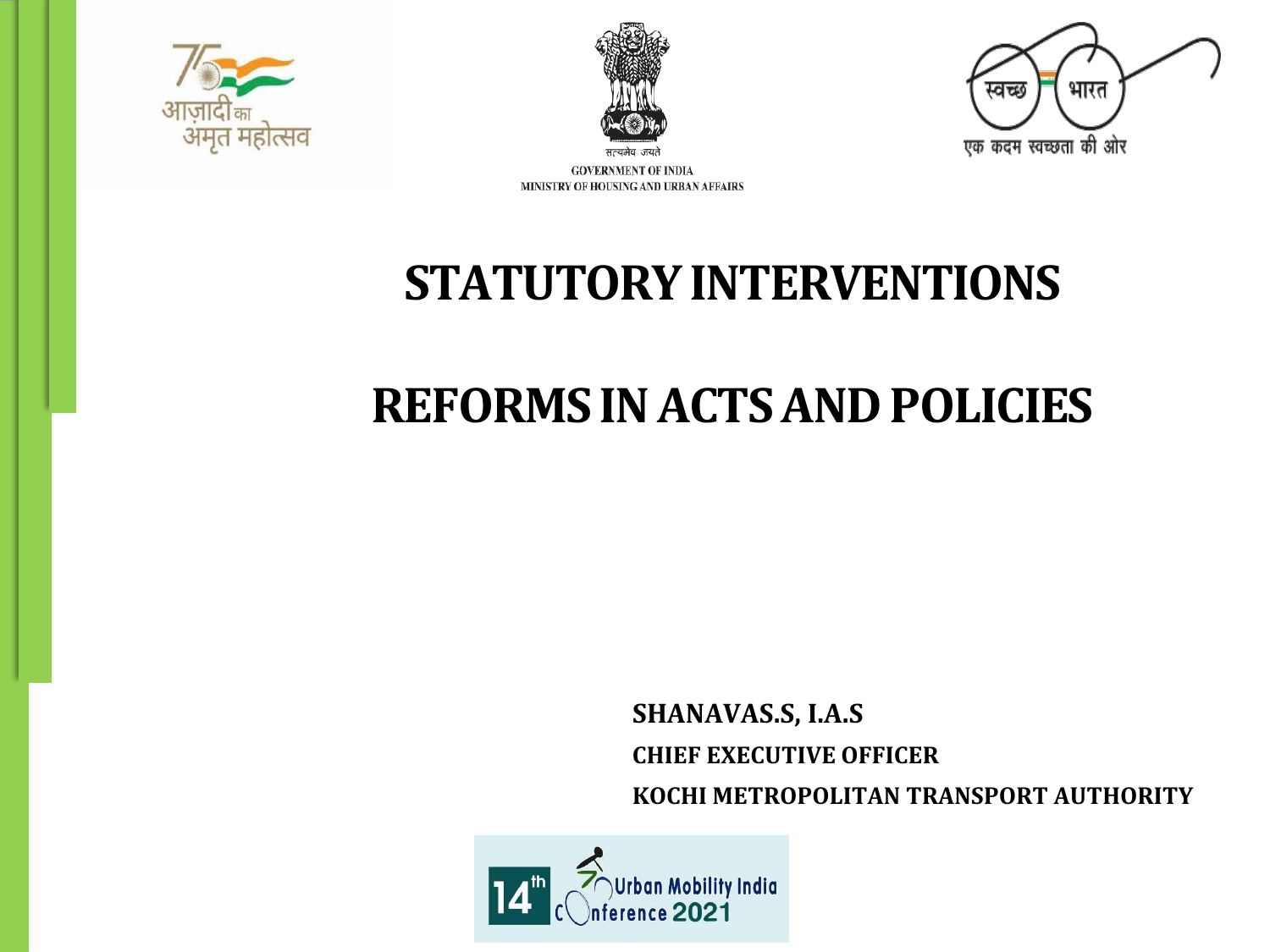GOVERNMENT OF INDIA
MINISTRY OF HOUSING AND URBAN AFFAIRS

# STATUTORY INTERVENTIONS

# REFORMS IN ACTS AND POLICIES

**SHANAVAS.S, I.A.S**

**CHIEF EXECUTIVE OFFICER**

**KOCHI METROPOLITAN TRANSPORT AUTHORITY**

14th Urban Mobility India Conference 2021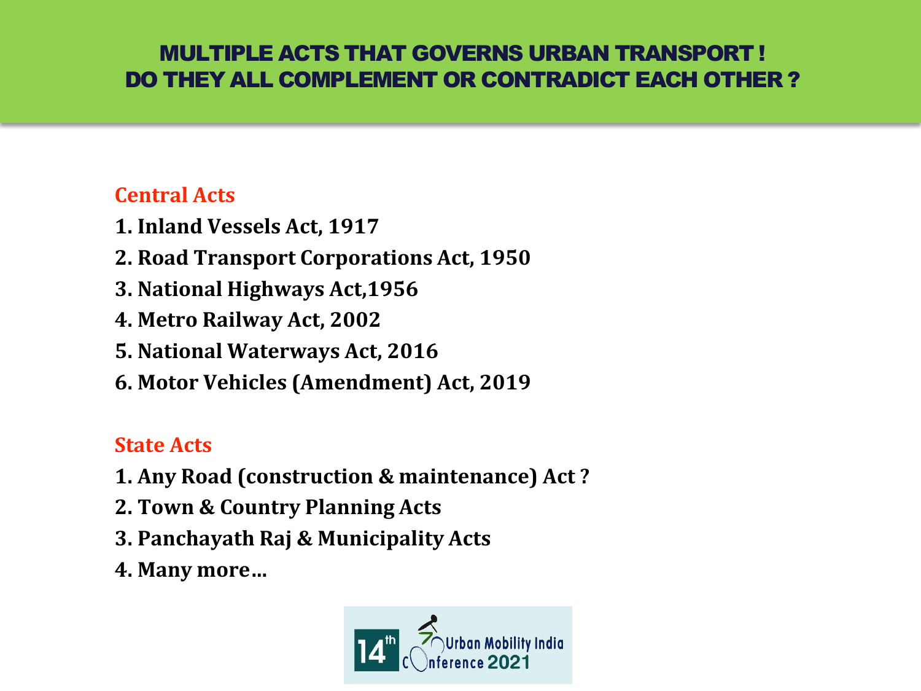# MULTIPLE ACTS THAT GOVERNS URBAN TRANSPORT ! DO THEY ALL COMPLEMENT OR CONTRADICT EACH OTHER ?

## Central Acts

1. Inland Vessels Act, 1917
2. Road Transport Corporations Act, 1950
3. National Highways Act,1956
4. Metro Railway Act, 2002
5. National Waterways Act, 2016
6. Motor Vehicles (Amendment) Act, 2019

## State Acts

1. Any Road (construction & maintenance) Act ?
2. Town & Country Planning Acts
3. Panchayath Raj & Municipality Acts
4. Many more…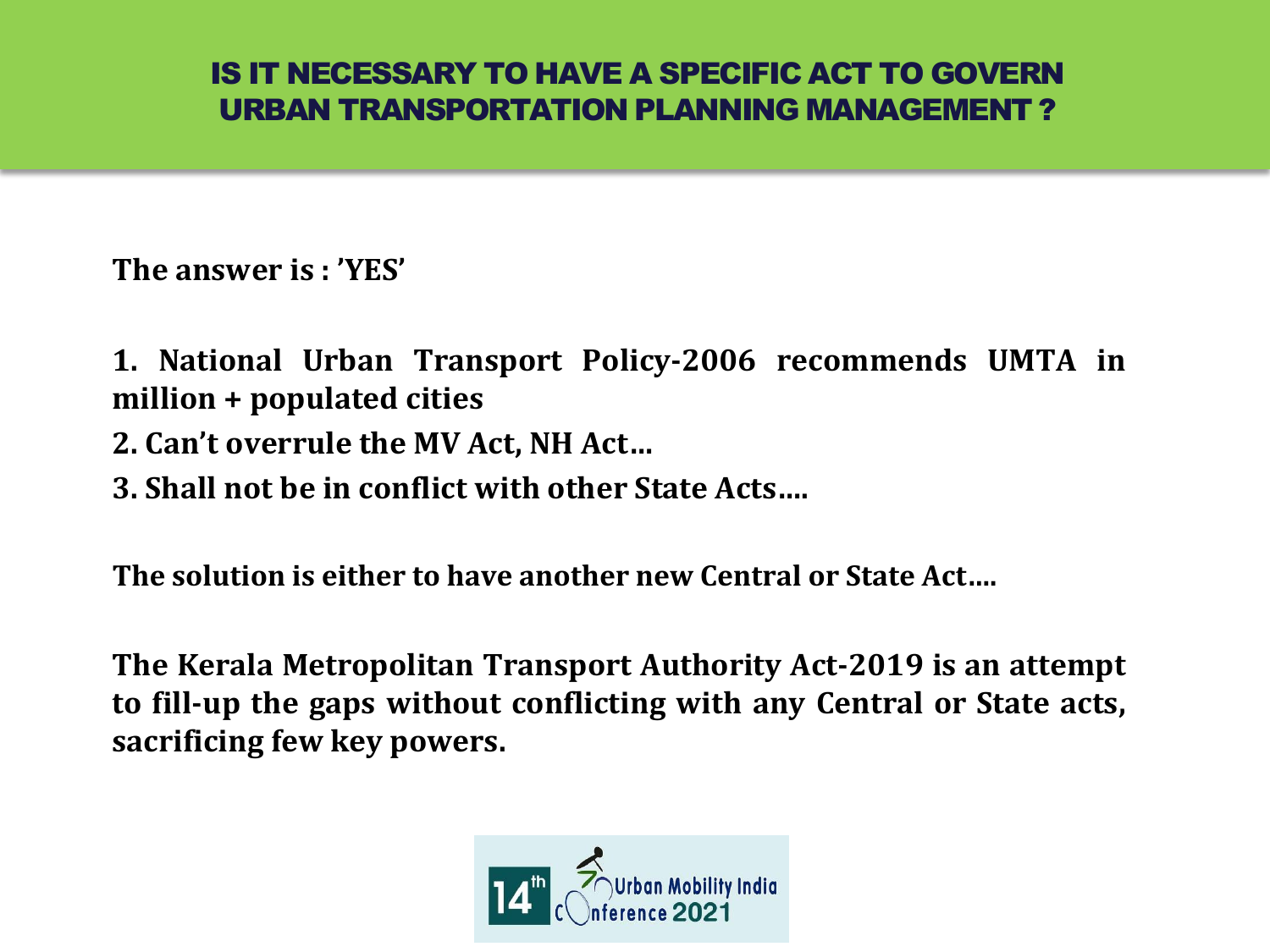# IS IT NECESSARY TO HAVE A SPECIFIC ACT TO GOVERN URBAN TRANSPORTATION PLANNING MANAGEMENT ?

**The answer is : 'YES'**

**1. National Urban Transport Policy-2006 recommends UMTA in million + populated cities**

**2. Can't overrule the MV Act, NH Act…**

**3. Shall not be in conflict with other State Acts….**

**The solution is either to have another new Central or State Act….**

**The Kerala Metropolitan Transport Authority Act-2019 is an attempt to fill-up the gaps without conflicting with any Central or State acts, sacrificing few key powers.**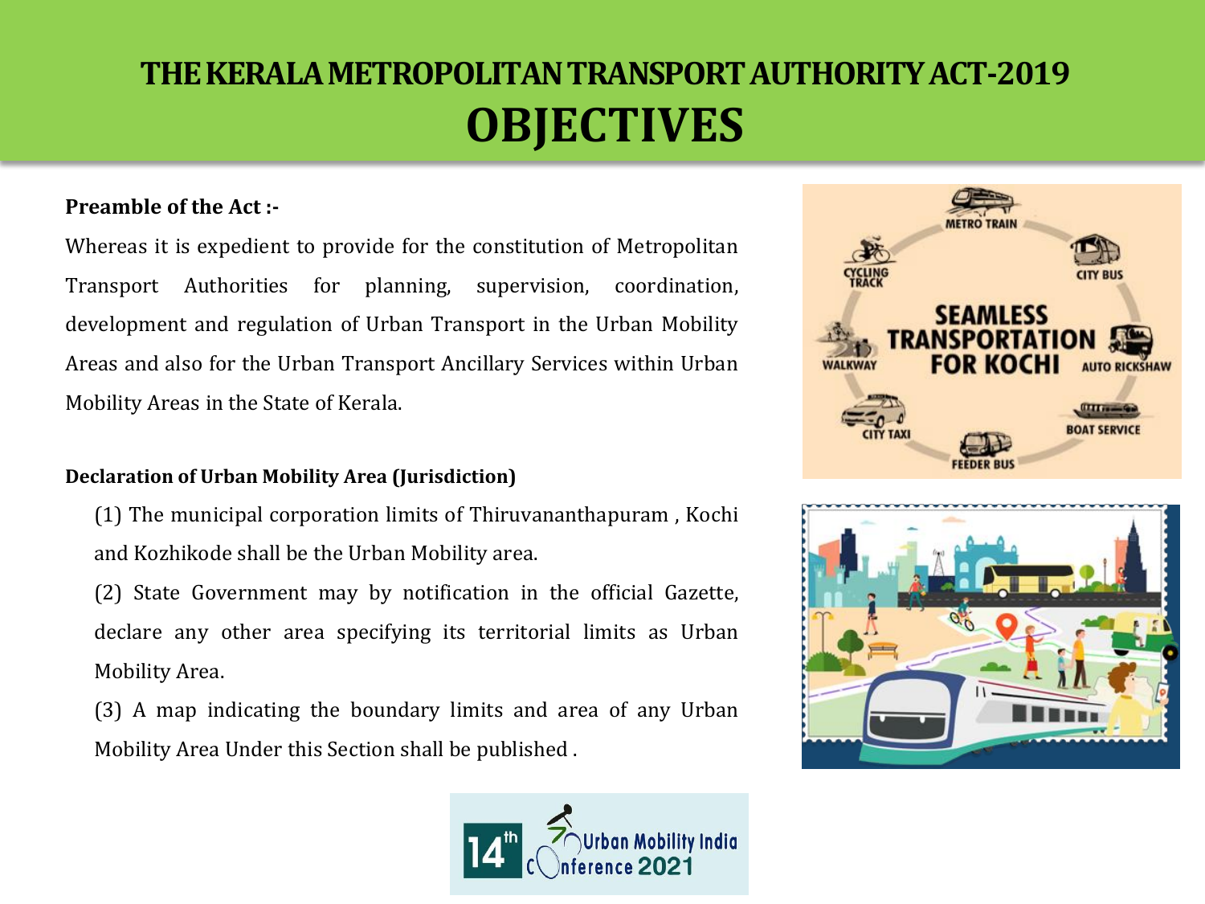# THE KERALA METROPOLITAN TRANSPORT AUTHORITY ACT-2019

## OBJECTIVES

**Preamble of the Act :-**

Whereas it is expedient to provide for the constitution of Metropolitan Transport Authorities for planning, supervision, coordination, development and regulation of Urban Transport in the Urban Mobility Areas and also for the Urban Transport Ancillary Services within Urban Mobility Areas in the State of Kerala.

**Declaration of Urban Mobility Area (Jurisdiction)**

(1) The municipal corporation limits of Thiruvananthapuram , Kochi and Kozhikode shall be the Urban Mobility area.

(2) State Government may by notification in the official Gazette, declare any other area specifying its territorial limits as Urban Mobility Area.

(3) A map indicating the boundary limits and area of any Urban Mobility Area Under this Section shall be published .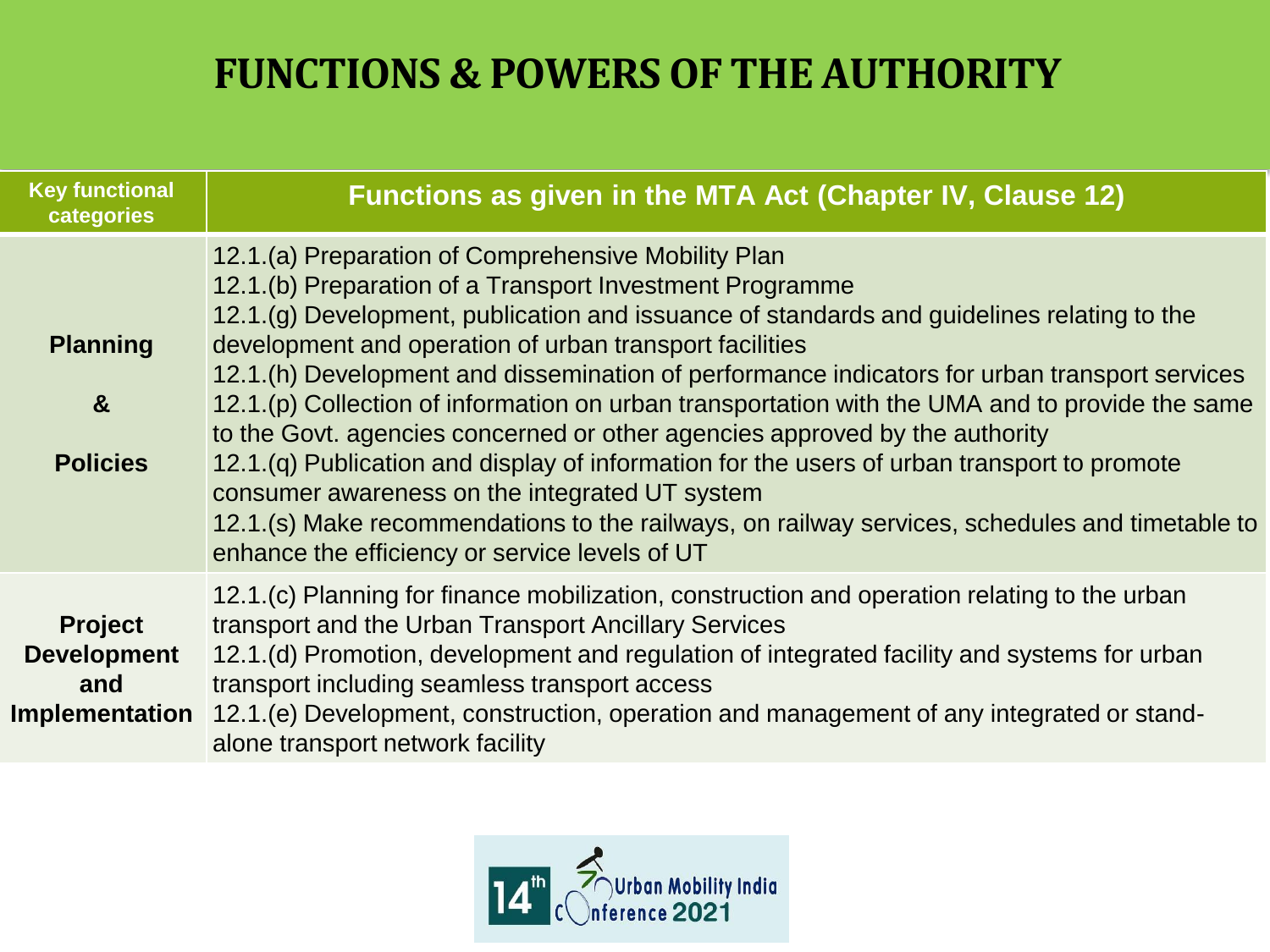# FUNCTIONS & POWERS OF THE AUTHORITY

| Key functional categories | Functions as given in the MTA Act (Chapter IV, Clause 12) |
|---|---|
| **Planning & Policies** | 12.1.(a) Preparation of Comprehensive Mobility Plan<br>12.1.(b) Preparation of a Transport Investment Programme<br>12.1.(g) Development, publication and issuance of standards and guidelines relating to the development and operation of urban transport facilities<br>12.1.(h) Development and dissemination of performance indicators for urban transport services<br>12.1.(p) Collection of information on urban transportation with the UMA and to provide the same to the Govt. agencies concerned or other agencies approved by the authority<br>12.1.(q) Publication and display of information for the users of urban transport to promote consumer awareness on the integrated UT system<br>12.1.(s) Make recommendations to the railways, on railway services, schedules and timetable to enhance the efficiency or service levels of UT |
| **Project Development and Implementation** | 12.1.(c) Planning for finance mobilization, construction and operation relating to the urban transport and the Urban Transport Ancillary Services<br>12.1.(d) Promotion, development and regulation of integrated facility and systems for urban transport including seamless transport access<br>12.1.(e) Development, construction, operation and management of any integrated or stand-alone transport network facility |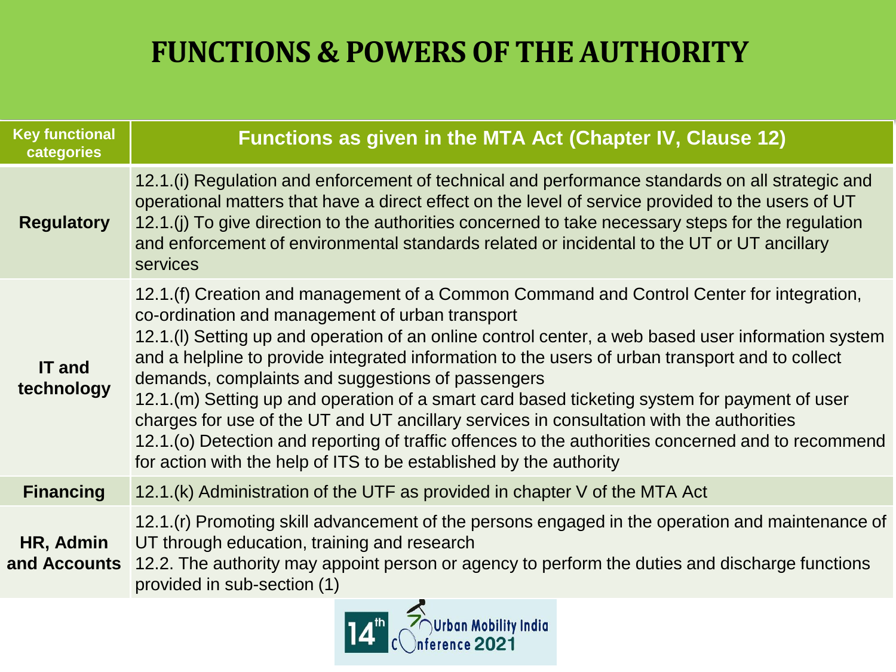# FUNCTIONS & POWERS OF THE AUTHORITY

| Key functional categories | Functions as given in the MTA Act (Chapter IV, Clause 12) |
|---|---|
| **Regulatory** | 12.1.(i) Regulation and enforcement of technical and performance standards on all strategic and operational matters that have a direct effect on the level of service provided to the users of UT<br>12.1.(j) To give direction to the authorities concerned to take necessary steps for the regulation and enforcement of environmental standards related or incidental to the UT or UT ancillary services |
| **IT and technology** | 12.1.(f) Creation and management of a Common Command and Control Center for integration, co-ordination and management of urban transport<br>12.1.(l) Setting up and operation of an online control center, a web based user information system and a helpline to provide integrated information to the users of urban transport and to collect demands, complaints and suggestions of passengers<br>12.1.(m) Setting up and operation of a smart card based ticketing system for payment of user charges for use of the UT and UT ancillary services in consultation with the authorities<br>12.1.(o) Detection and reporting of traffic offences to the authorities concerned and to recommend for action with the help of ITS to be established by the authority |
| **Financing** | 12.1.(k) Administration of the UTF as provided in chapter V of the MTA Act |
| **HR, Admin and Accounts** | 12.1.(r) Promoting skill advancement of the persons engaged in the operation and maintenance of UT through education, training and research<br>12.2. The authority may appoint person or agency to perform the duties and discharge functions provided in sub-section (1) |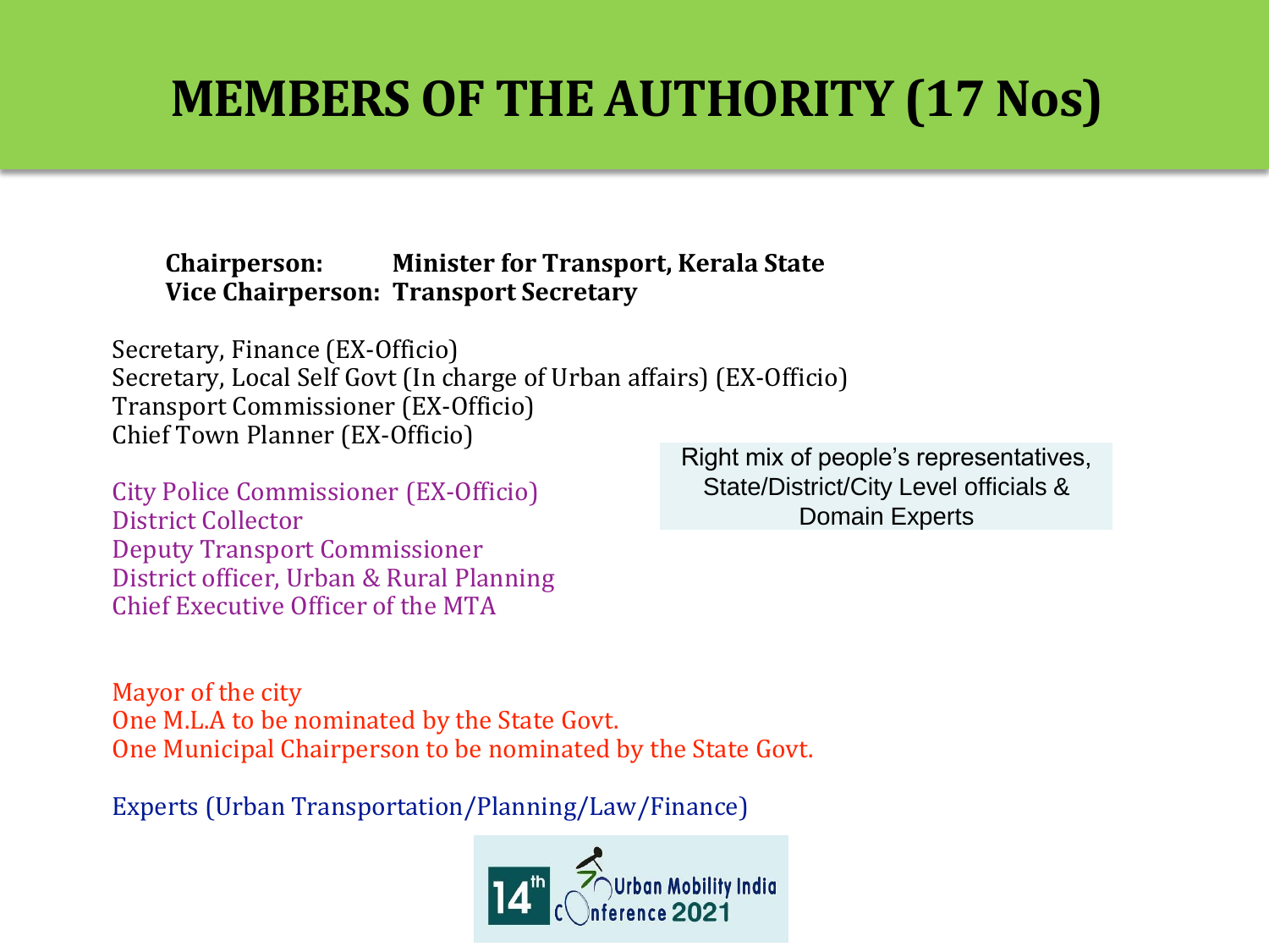# MEMBERS OF THE AUTHORITY (17 Nos)

**Chairperson: Minister for Transport, Kerala State**
**Vice Chairperson: Transport Secretary**

Secretary, Finance (EX-Officio)
Secretary, Local Self Govt (In charge of Urban affairs) (EX-Officio)
Transport Commissioner (EX-Officio)
Chief Town Planner (EX-Officio)

City Police Commissioner (EX-Officio)
District Collector
Deputy Transport Commissioner
District officer, Urban & Rural Planning
Chief Executive Officer of the MTA

Right mix of people's representatives, State/District/City Level officials & Domain Experts

Mayor of the city
One M.L.A to be nominated by the State Govt.
One Municipal Chairperson to be nominated by the State Govt.

Experts (Urban Transportation/Planning/Law/Finance)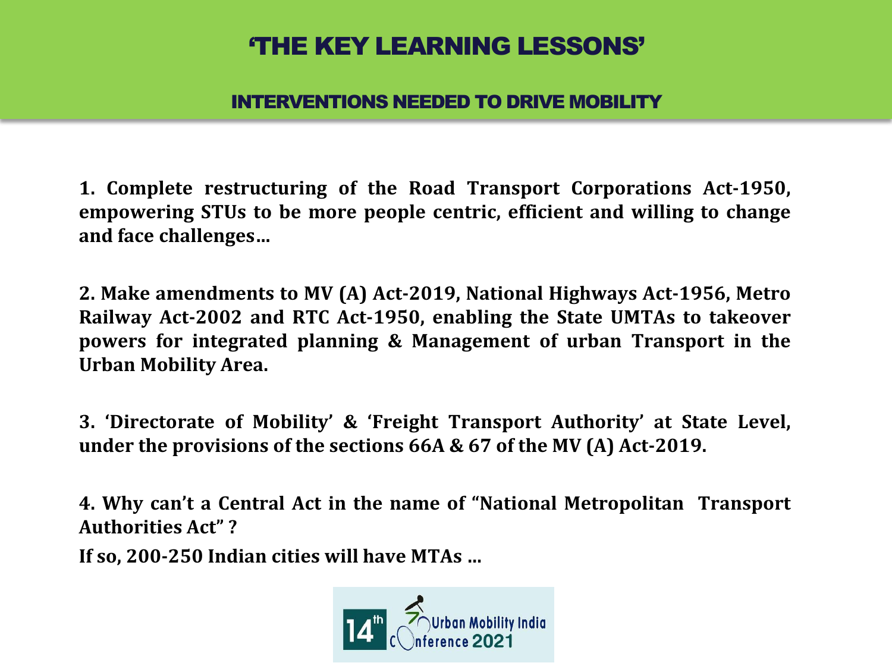# 'THE KEY LEARNING LESSONS'

## INTERVENTIONS NEEDED TO DRIVE MOBILITY

**1. Complete restructuring of the Road Transport Corporations Act-1950, empowering STUs to be more people centric, efficient and willing to change and face challenges…**

**2. Make amendments to MV (A) Act-2019, National Highways Act-1956, Metro Railway Act-2002 and RTC Act-1950, enabling the State UMTAs to takeover powers for integrated planning & Management of urban Transport in the Urban Mobility Area.**

**3. 'Directorate of Mobility' & 'Freight Transport Authority' at State Level, under the provisions of the sections 66A & 67 of the MV (A) Act-2019.**

**4. Why can't a Central Act in the name of "National Metropolitan Transport Authorities Act" ?**

**If so, 200-250 Indian cities will have MTAs …**